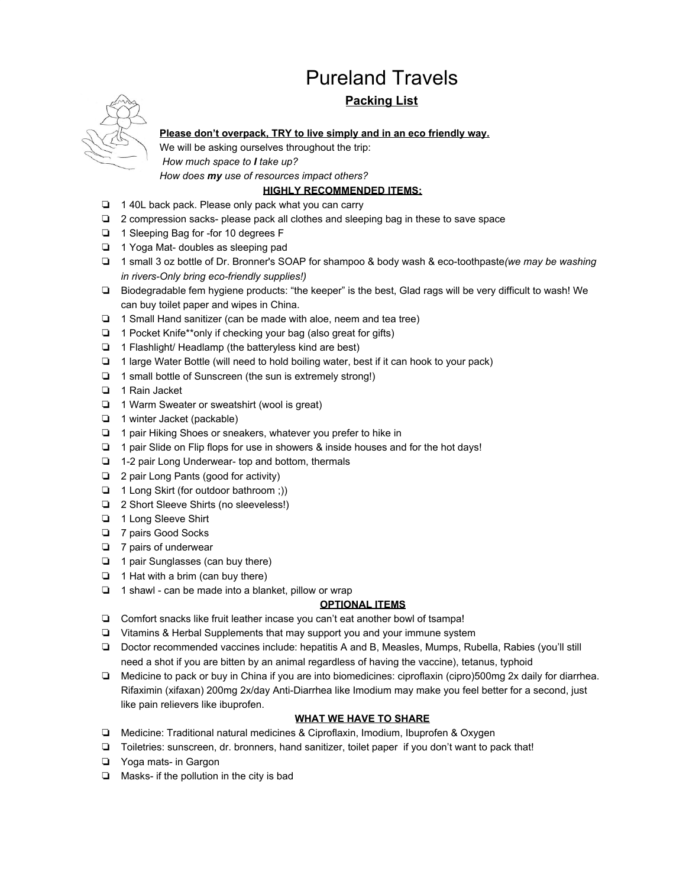# Pureland Travels

## Packing List

**Please don't overpack, TRY to live simply and in an eco friendly way.**

We will be asking ourselves throughout the trip:

*How much space to **I** take up?*

*How does **my** use of resources impact others?*

### HIGHLY RECOMMENDED ITEMS:

- ❏ 1 40L back pack. Please only pack what you can carry
- ❏ 2 compression sacks- please pack all clothes and sleeping bag in these to save space
- ❏ 1 Sleeping Bag for -for 10 degrees F
- ❏ 1 Yoga Mat- doubles as sleeping pad
- ❏ 1 small 3 oz bottle of Dr. Bronner's SOAP for shampoo & body wash & eco-toothpaste*(we may be washing in rivers-Only bring eco-friendly supplies!)*
- ❏ Biodegradable fem hygiene products: "the keeper" is the best, Glad rags will be very difficult to wash! We can buy toilet paper and wipes in China.
- ❏ 1 Small Hand sanitizer (can be made with aloe, neem and tea tree)
- ❏ 1 Pocket Knife**only if checking your bag (also great for gifts)
- ❏ 1 Flashlight/ Headlamp (the batteryless kind are best)
- ❏ 1 large Water Bottle (will need to hold boiling water, best if it can hook to your pack)
- ❏ 1 small bottle of Sunscreen (the sun is extremely strong!)
- ❏ 1 Rain Jacket
- ❏ 1 Warm Sweater or sweatshirt (wool is great)
- ❏ 1 winter Jacket (packable)
- ❏ 1 pair Hiking Shoes or sneakers, whatever you prefer to hike in
- ❏ 1 pair Slide on Flip flops for use in showers & inside houses and for the hot days!
- ❏ 1-2 pair Long Underwear- top and bottom, thermals
- ❏ 2 pair Long Pants (good for activity)
- ❏ 1 Long Skirt (for outdoor bathroom ;))
- ❏ 2 Short Sleeve Shirts (no sleeveless!)
- ❏ 1 Long Sleeve Shirt
- ❏ 7 pairs Good Socks
- ❏ 7 pairs of underwear
- ❏ 1 pair Sunglasses (can buy there)
- ❏ 1 Hat with a brim (can buy there)
- ❏ 1 shawl - can be made into a blanket, pillow or wrap

### OPTIONAL ITEMS

- ❏ Comfort snacks like fruit leather incase you can't eat another bowl of tsampa!
- ❏ Vitamins & Herbal Supplements that may support you and your immune system
- ❏ Doctor recommended vaccines include: hepatitis A and B, Measles, Mumps, Rubella, Rabies (you'll still need a shot if you are bitten by an animal regardless of having the vaccine), tetanus, typhoid
- ❏ Medicine to pack or buy in China if you are into biomedicines: ciproflaxin (cipro)500mg 2x daily for diarrhea. Rifaximin (xifaxan) 200mg 2x/day Anti-Diarrhea like Imodium may make you feel better for a second, just like pain relievers like ibuprofen.

### WHAT WE HAVE TO SHARE

- ❏ Medicine: Traditional natural medicines & Ciproflaxin, Imodium, Ibuprofen & Oxygen
- ❏ Toiletries: sunscreen, dr. bronners, hand sanitizer, toilet paper if you don't want to pack that!
- ❏ Yoga mats- in Gargon
- ❏ Masks- if the pollution in the city is bad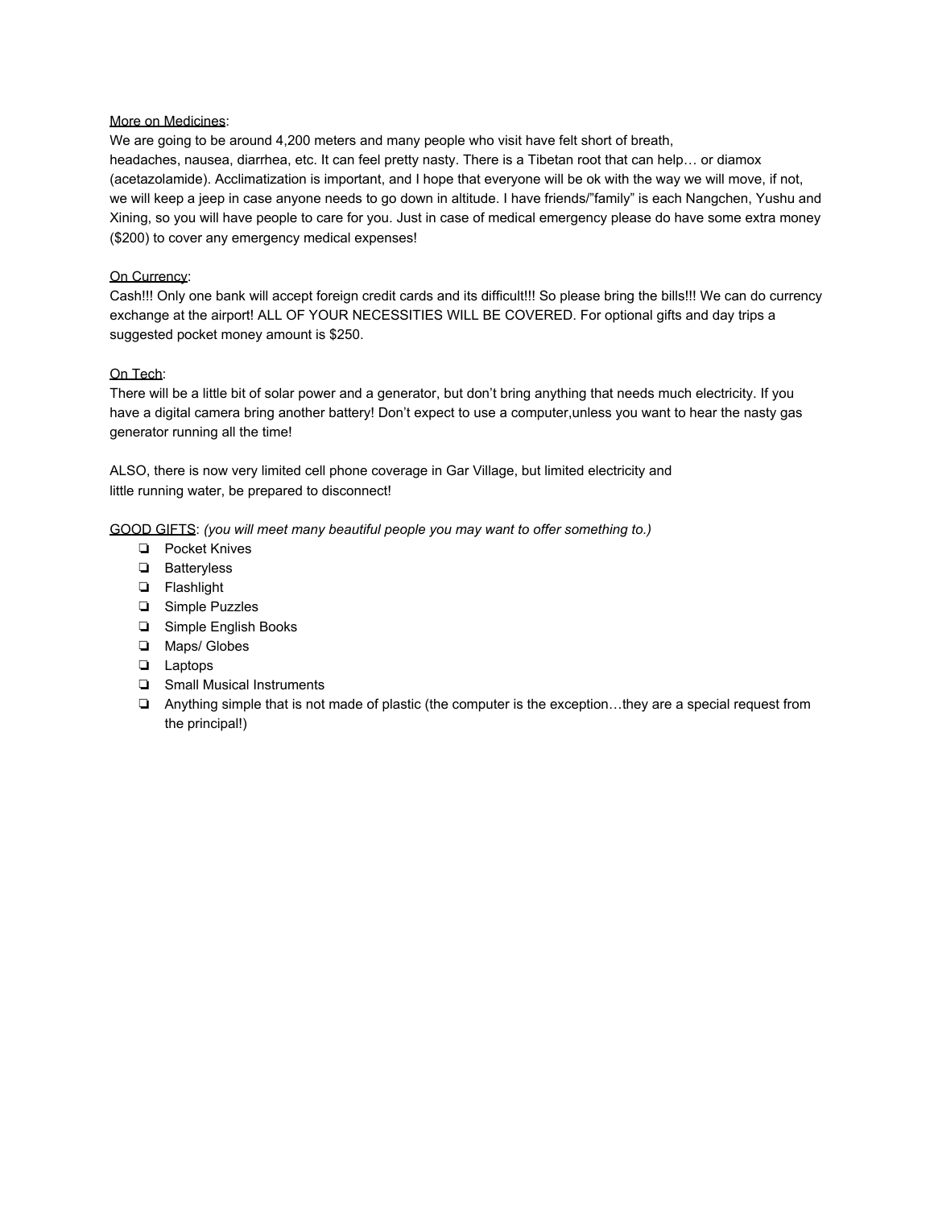<u>More on Medicines</u>:
We are going to be around 4,200 meters and many people who visit have felt short of breath, headaches, nausea, diarrhea, etc. It can feel pretty nasty. There is a Tibetan root that can help… or diamox (acetazolamide). Acclimatization is important, and I hope that everyone will be ok with the way we will move, if not, we will keep a jeep in case anyone needs to go down in altitude. I have friends/"family" is each Nangchen, Yushu and Xining, so you will have people to care for you. Just in case of medical emergency please do have some extra money ($200) to cover any emergency medical expenses!

<u>On Currency</u>:
Cash!!! Only one bank will accept foreign credit cards and its difficult!!! So please bring the bills!!! We can do currency exchange at the airport! ALL OF YOUR NECESSITIES WILL BE COVERED. For optional gifts and day trips a suggested pocket money amount is $250.

<u>On Tech</u>:
There will be a little bit of solar power and a generator, but don't bring anything that needs much electricity. If you have a digital camera bring another battery! Don't expect to use a computer,unless you want to hear the nasty gas generator running all the time!

ALSO, there is now very limited cell phone coverage in Gar Village, but limited electricity and little running water, be prepared to disconnect!

<u>GOOD GIFTS</u>: *(you will meet many beautiful people you may want to offer something to.)*

- ❏ Pocket Knives
- ❏ Batteryless
- ❏ Flashlight
- ❏ Simple Puzzles
- ❏ Simple English Books
- ❏ Maps/ Globes
- ❏ Laptops
- ❏ Small Musical Instruments
- ❏ Anything simple that is not made of plastic (the computer is the exception…they are a special request from the principal!)